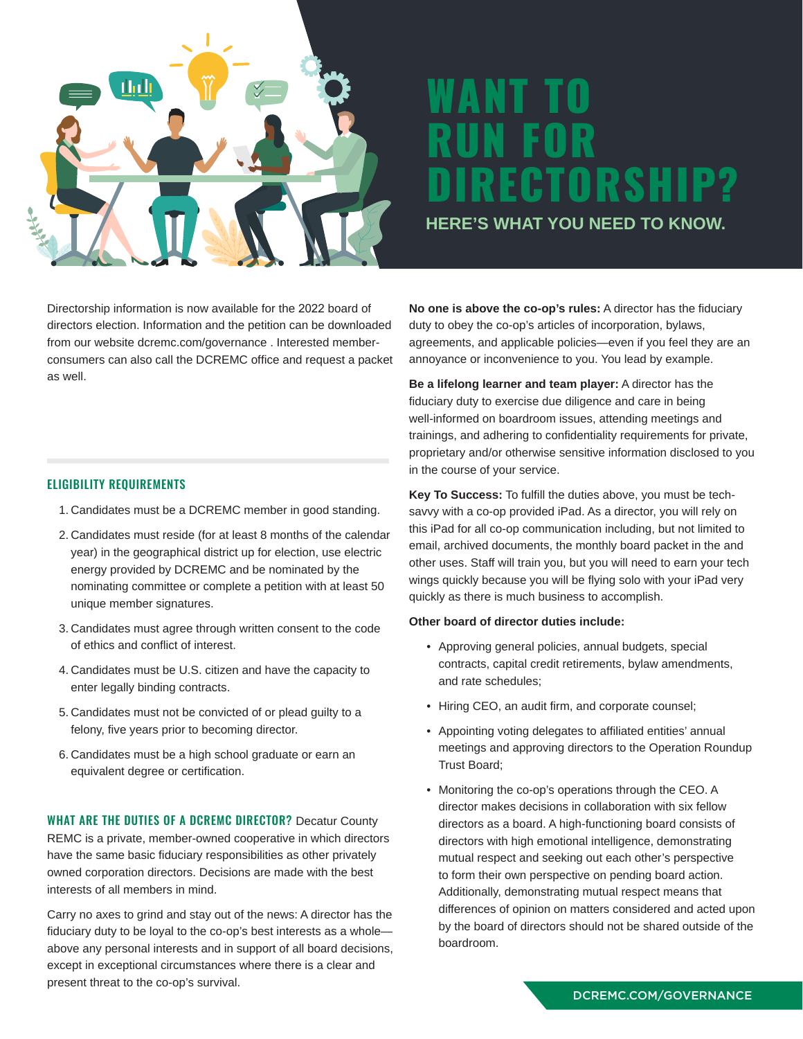# WANT TO RUN FOR DIRECTORSHIP?

## HERE'S WHAT YOU NEED TO KNOW.

Directorship information is now available for the 2022 board of directors election. Information and the petition can be downloaded from our website dcremc.com/governance . Interested member-consumers can also call the DCREMC office and request a packet as well.

### ELIGIBILITY REQUIREMENTS

1. Candidates must be a DCREMC member in good standing.
2. Candidates must reside (for at least 8 months of the calendar year) in the geographical district up for election, use electric energy provided by DCREMC and be nominated by the nominating committee or complete a petition with at least 50 unique member signatures.
3. Candidates must agree through written consent to the code of ethics and conflict of interest.
4. Candidates must be U.S. citizen and have the capacity to enter legally binding contracts.
5. Candidates must not be convicted of or plead guilty to a felony, five years prior to becoming director.
6. Candidates must be a high school graduate or earn an equivalent degree or certification.

**WHAT ARE THE DUTIES OF A DCREMC DIRECTOR?** Decatur County REMC is a private, member-owned cooperative in which directors have the same basic fiduciary responsibilities as other privately owned corporation directors. Decisions are made with the best interests of all members in mind.

Carry no axes to grind and stay out of the news: A director has the fiduciary duty to be loyal to the co-op's best interests as a whole—above any personal interests and in support of all board decisions, except in exceptional circumstances where there is a clear and present threat to the co-op's survival.

**No one is above the co-op's rules:** A director has the fiduciary duty to obey the co-op's articles of incorporation, bylaws, agreements, and applicable policies—even if you feel they are an annoyance or inconvenience to you. You lead by example.

**Be a lifelong learner and team player:** A director has the fiduciary duty to exercise due diligence and care in being well-informed on boardroom issues, attending meetings and trainings, and adhering to confidentiality requirements for private, proprietary and/or otherwise sensitive information disclosed to you in the course of your service.

**Key To Success:** To fulfill the duties above, you must be tech-savvy with a co-op provided iPad. As a director, you will rely on this iPad for all co-op communication including, but not limited to email, archived documents, the monthly board packet in the and other uses. Staff will train you, but you will need to earn your tech wings quickly because you will be flying solo with your iPad very quickly as there is much business to accomplish.

**Other board of director duties include:**

- Approving general policies, annual budgets, special contracts, capital credit retirements, bylaw amendments, and rate schedules;
- Hiring CEO, an audit firm, and corporate counsel;
- Appointing voting delegates to affiliated entities' annual meetings and approving directors to the Operation Roundup Trust Board;
- Monitoring the co-op's operations through the CEO. A director makes decisions in collaboration with six fellow directors as a board. A high-functioning board consists of directors with high emotional intelligence, demonstrating mutual respect and seeking out each other's perspective to form their own perspective on pending board action. Additionally, demonstrating mutual respect means that differences of opinion on matters considered and acted upon by the board of directors should not be shared outside of the boardroom.

DCREMC.COM/GOVERNANCE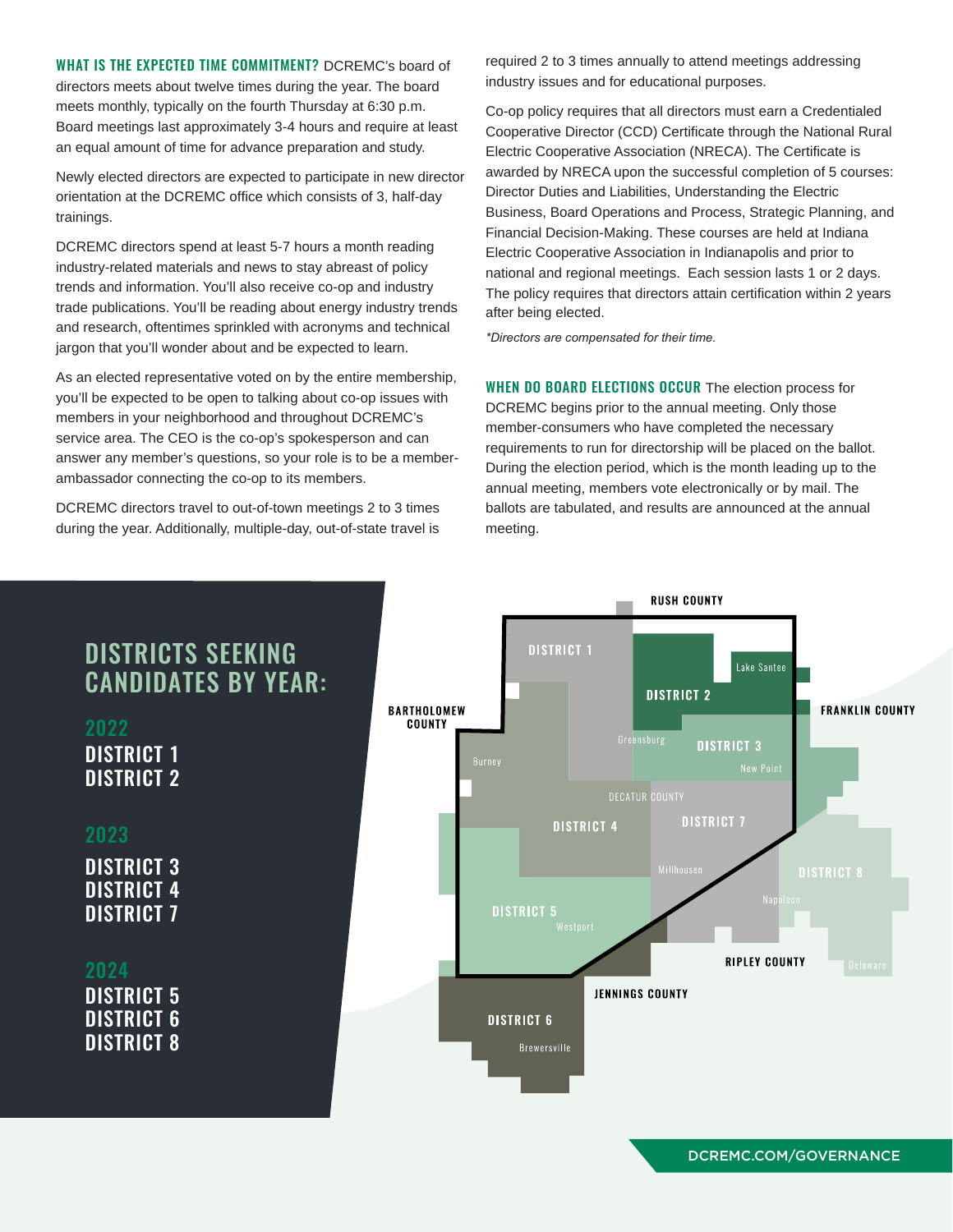**WHAT IS THE EXPECTED TIME COMMITMENT?** DCREMC's board of directors meets about twelve times during the year. The board meets monthly, typically on the fourth Thursday at 6:30 p.m. Board meetings last approximately 3-4 hours and require at least an equal amount of time for advance preparation and study.

Newly elected directors are expected to participate in new director orientation at the DCREMC office which consists of 3, half-day trainings.

DCREMC directors spend at least 5-7 hours a month reading industry-related materials and news to stay abreast of policy trends and information. You'll also receive co-op and industry trade publications. You'll be reading about energy industry trends and research, oftentimes sprinkled with acronyms and technical jargon that you'll wonder about and be expected to learn.

As an elected representative voted on by the entire membership, you'll be expected to be open to talking about co-op issues with members in your neighborhood and throughout DCREMC's service area. The CEO is the co-op's spokesperson and can answer any member's questions, so your role is to be a member-ambassador connecting the co-op to its members.

DCREMC directors travel to out-of-town meetings 2 to 3 times during the year. Additionally, multiple-day, out-of-state travel is required 2 to 3 times annually to attend meetings addressing industry issues and for educational purposes.

Co-op policy requires that all directors must earn a Credentialed Cooperative Director (CCD) Certificate through the National Rural Electric Cooperative Association (NRECA). The Certificate is awarded by NRECA upon the successful completion of 5 courses: Director Duties and Liabilities, Understanding the Electric Business, Board Operations and Process, Strategic Planning, and Financial Decision-Making. These courses are held at Indiana Electric Cooperative Association in Indianapolis and prior to national and regional meetings. Each session lasts 1 or 2 days. The policy requires that directors attain certification within 2 years after being elected.

*\*Directors are compensated for their time.*

**WHEN DO BOARD ELECTIONS OCCUR** The election process for DCREMC begins prior to the annual meeting. Only those member-consumers who have completed the necessary requirements to run for directorship will be placed on the ballot. During the election period, which is the month leading up to the annual meeting, members vote electronically or by mail. The ballots are tabulated, and results are announced at the annual meeting.

## DISTRICTS SEEKING CANDIDATES BY YEAR:

### 2022
DISTRICT 1
DISTRICT 2

### 2023
DISTRICT 3
DISTRICT 4
DISTRICT 7

### 2024
DISTRICT 5
DISTRICT 6
DISTRICT 8

RUSH COUNTY
DISTRICT 1
DISTRICT 2
Lake Santee
FRANKLIN COUNTY
BARTHOLOMEW COUNTY
Greensburg
DISTRICT 3
New Point
Burney
DECATUR COUNTY
DISTRICT 4
DISTRICT 7
Millhousen
DISTRICT 8
Napoleon
DISTRICT 5
Westport
RIPLEY COUNTY
Delaware
JENNINGS COUNTY
DISTRICT 6
Brewersville

DCREMC.COM/GOVERNANCE